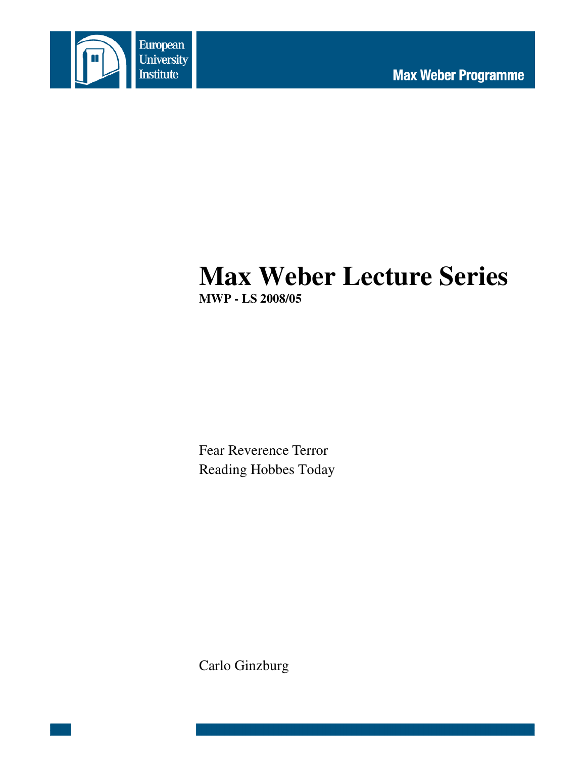European University Institute

Max Weber Programme

# Max Weber Lecture Series

**MWP - LS 2008/05**

Fear Reverence Terror
Reading Hobbes Today

Carlo Ginzburg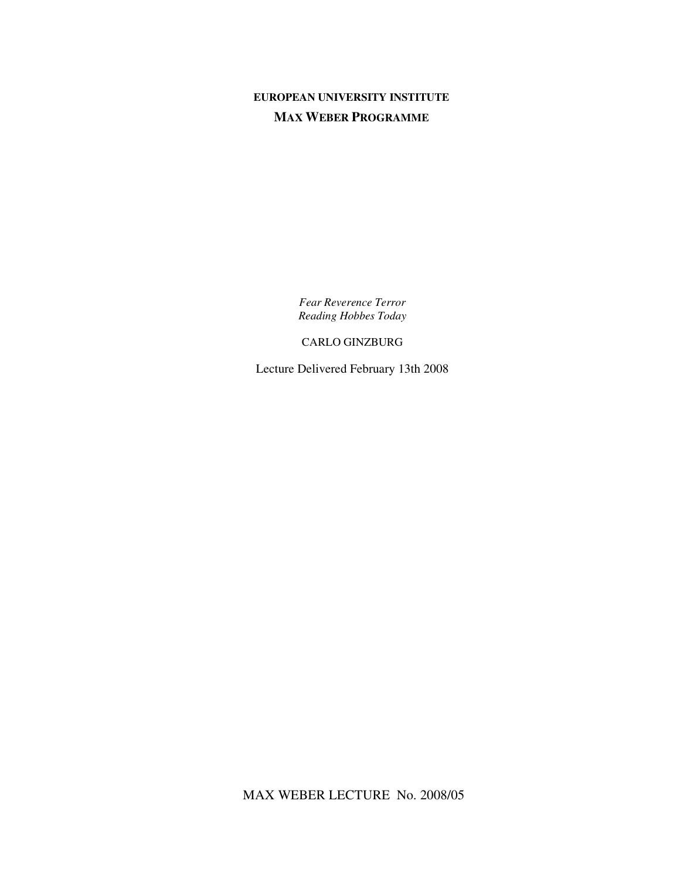**EUROPEAN UNIVERSITY INSTITUTE**

**MAX WEBER PROGRAMME**

*Fear Reverence Terror*
*Reading Hobbes Today*

CARLO GINZBURG

Lecture Delivered February 13th 2008

MAX WEBER LECTURE No. 2008/05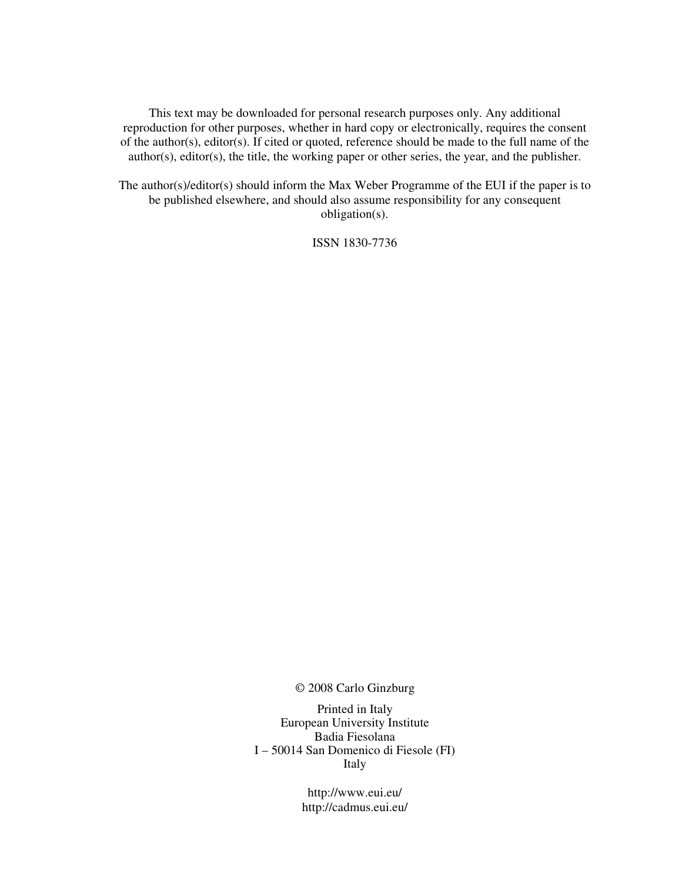This text may be downloaded for personal research purposes only. Any additional reproduction for other purposes, whether in hard copy or electronically, requires the consent of the author(s), editor(s). If cited or quoted, reference should be made to the full name of the author(s), editor(s), the title, the working paper or other series, the year, and the publisher.

The author(s)/editor(s) should inform the Max Weber Programme of the EUI if the paper is to be published elsewhere, and should also assume responsibility for any consequent obligation(s).

ISSN 1830-7736

© 2008 Carlo Ginzburg

Printed in Italy
European University Institute
Badia Fiesolana
I – 50014 San Domenico di Fiesole (FI)
Italy

http://www.eui.eu/
http://cadmus.eui.eu/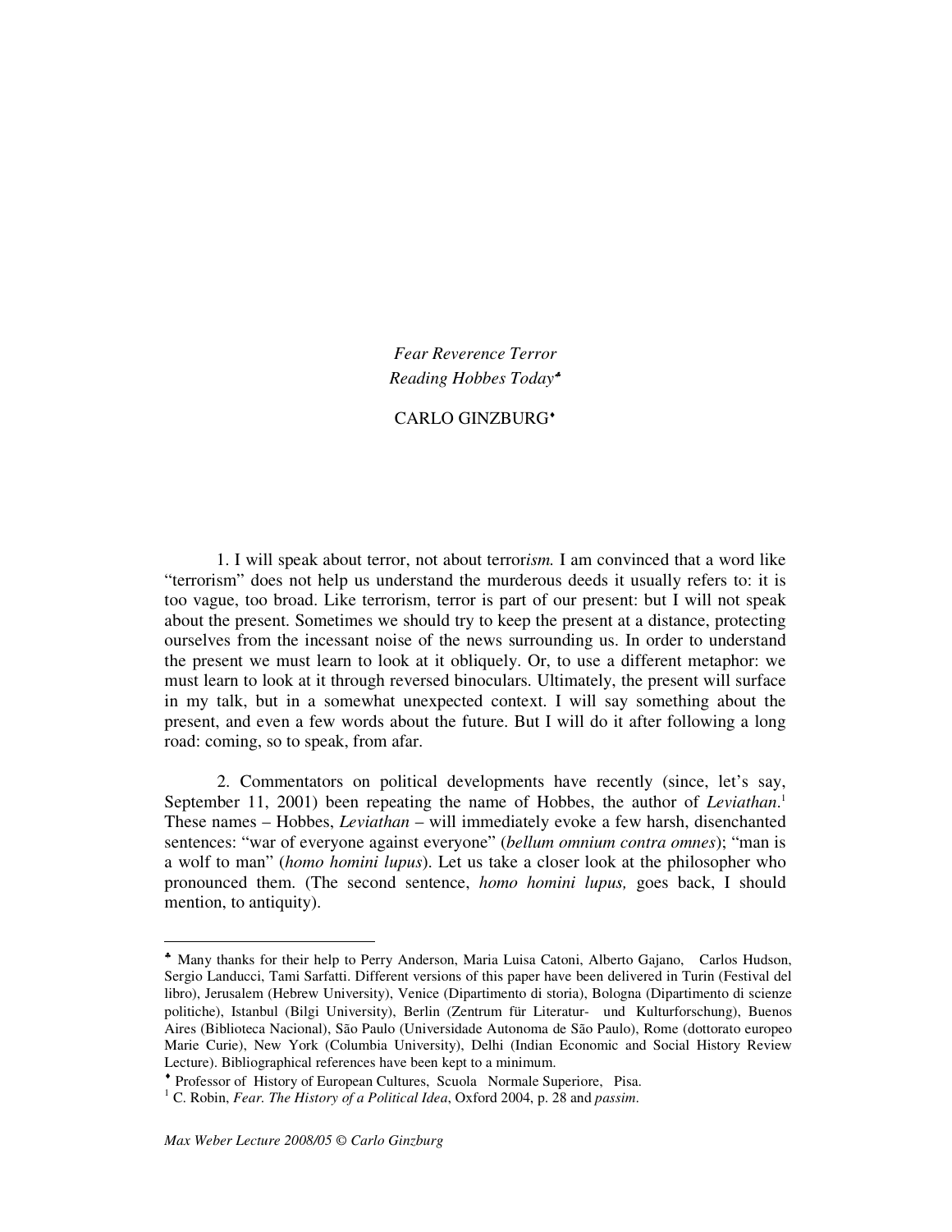*Fear Reverence Terror*
*Reading Hobbes Today*[♣]

CARLO GINZBURG[♦]

1. I will speak about terror, not about terror*ism.* I am convinced that a word like "terrorism" does not help us understand the murderous deeds it usually refers to: it is too vague, too broad. Like terrorism, terror is part of our present: but I will not speak about the present. Sometimes we should try to keep the present at a distance, protecting ourselves from the incessant noise of the news surrounding us. In order to understand the present we must learn to look at it obliquely. Or, to use a different metaphor: we must learn to look at it through reversed binoculars. Ultimately, the present will surface in my talk, but in a somewhat unexpected context. I will say something about the present, and even a few words about the future. But I will do it after following a long road: coming, so to speak, from afar.

2. Commentators on political developments have recently (since, let's say, September 11, 2001) been repeating the name of Hobbes, the author of *Leviathan*.[1] These names – Hobbes, *Leviathan* – will immediately evoke a few harsh, disenchanted sentences: "war of everyone against everyone" (*bellum omnium contra omnes*); "man is a wolf to man" (*homo homini lupus*). Let us take a closer look at the philosopher who pronounced them. (The second sentence, *homo homini lupus,* goes back, I should mention, to antiquity).

---

[♣] Many thanks for their help to Perry Anderson, Maria Luisa Catoni, Alberto Gajano, Carlos Hudson, Sergio Landucci, Tami Sarfatti. Different versions of this paper have been delivered in Turin (Festival del libro), Jerusalem (Hebrew University), Venice (Dipartimento di storia), Bologna (Dipartimento di scienze politiche), Istanbul (Bilgi University), Berlin (Zentrum für Literatur- und Kulturforschung), Buenos Aires (Biblioteca Nacional), São Paulo (Universidade Autonoma de São Paulo), Rome (dottorato europeo Marie Curie), New York (Columbia University), Delhi (Indian Economic and Social History Review Lecture). Bibliographical references have been kept to a minimum.

[♦] Professor of History of European Cultures, Scuola Normale Superiore, Pisa.

[1] C. Robin, *Fear. The History of a Political Idea*, Oxford 2004, p. 28 and *passim*.

*Max Weber Lecture 2008/05 © Carlo Ginzburg*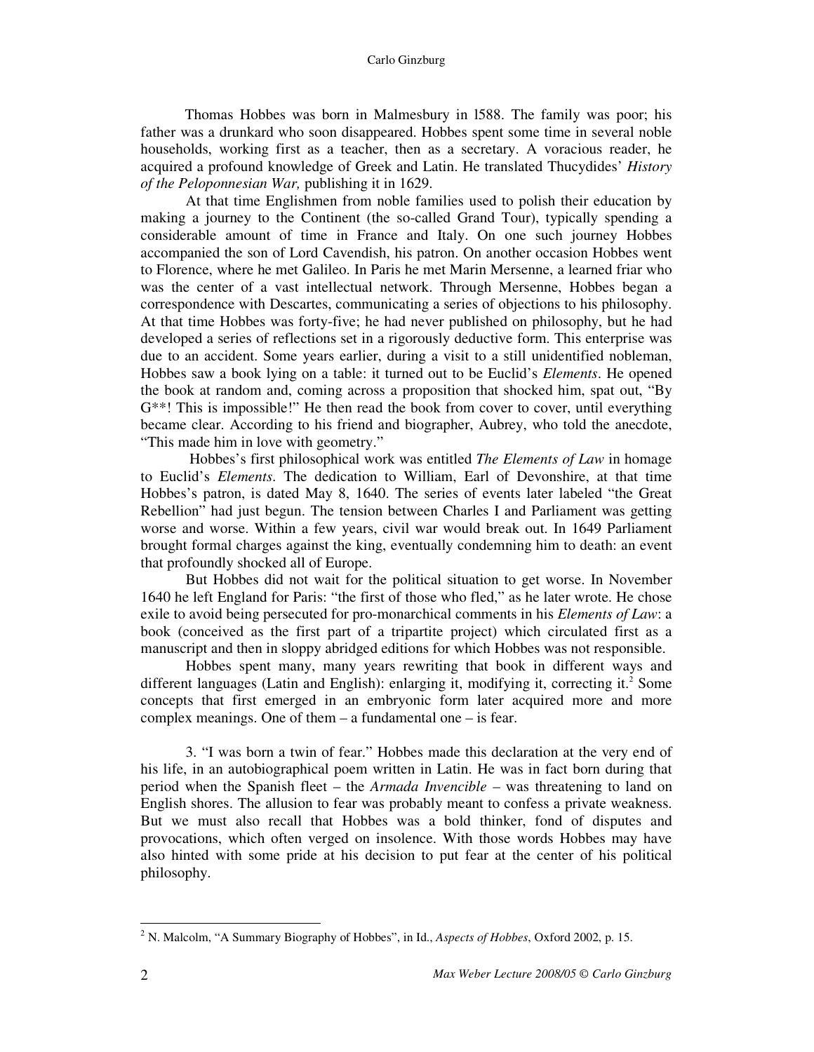Thomas Hobbes was born in Malmesbury in l588. The family was poor; his father was a drunkard who soon disappeared. Hobbes spent some time in several noble households, working first as a teacher, then as a secretary. A voracious reader, he acquired a profound knowledge of Greek and Latin. He translated Thucydides' *History of the Peloponnesian War,* publishing it in 1629.

At that time Englishmen from noble families used to polish their education by making a journey to the Continent (the so-called Grand Tour), typically spending a considerable amount of time in France and Italy. On one such journey Hobbes accompanied the son of Lord Cavendish, his patron. On another occasion Hobbes went to Florence, where he met Galileo. In Paris he met Marin Mersenne, a learned friar who was the center of a vast intellectual network. Through Mersenne, Hobbes began a correspondence with Descartes, communicating a series of objections to his philosophy. At that time Hobbes was forty-five; he had never published on philosophy, but he had developed a series of reflections set in a rigorously deductive form. This enterprise was due to an accident. Some years earlier, during a visit to a still unidentified nobleman, Hobbes saw a book lying on a table: it turned out to be Euclid's *Elements*. He opened the book at random and, coming across a proposition that shocked him, spat out, "By G**! This is impossible!" He then read the book from cover to cover, until everything became clear. According to his friend and biographer, Aubrey, who told the anecdote, "This made him in love with geometry."

Hobbes's first philosophical work was entitled *The Elements of Law* in homage to Euclid's *Elements*. The dedication to William, Earl of Devonshire, at that time Hobbes's patron, is dated May 8, 1640. The series of events later labeled "the Great Rebellion" had just begun. The tension between Charles I and Parliament was getting worse and worse. Within a few years, civil war would break out. In 1649 Parliament brought formal charges against the king, eventually condemning him to death: an event that profoundly shocked all of Europe.

But Hobbes did not wait for the political situation to get worse. In November 1640 he left England for Paris: "the first of those who fled," as he later wrote. He chose exile to avoid being persecuted for pro-monarchical comments in his *Elements of Law*: a book (conceived as the first part of a tripartite project) which circulated first as a manuscript and then in sloppy abridged editions for which Hobbes was not responsible.

Hobbes spent many, many years rewriting that book in different ways and different languages (Latin and English): enlarging it, modifying it, correcting it.[2] Some concepts that first emerged in an embryonic form later acquired more and more complex meanings. One of them – a fundamental one – is fear.

3. "I was born a twin of fear." Hobbes made this declaration at the very end of his life, in an autobiographical poem written in Latin. He was in fact born during that period when the Spanish fleet – the *Armada Invencible* – was threatening to land on English shores. The allusion to fear was probably meant to confess a private weakness. But we must also recall that Hobbes was a bold thinker, fond of disputes and provocations, which often verged on insolence. With those words Hobbes may have also hinted with some pride at his decision to put fear at the center of his political philosophy.

---

[2] N. Malcolm, "A Summary Biography of Hobbes", in Id., *Aspects of Hobbes*, Oxford 2002, p. 15.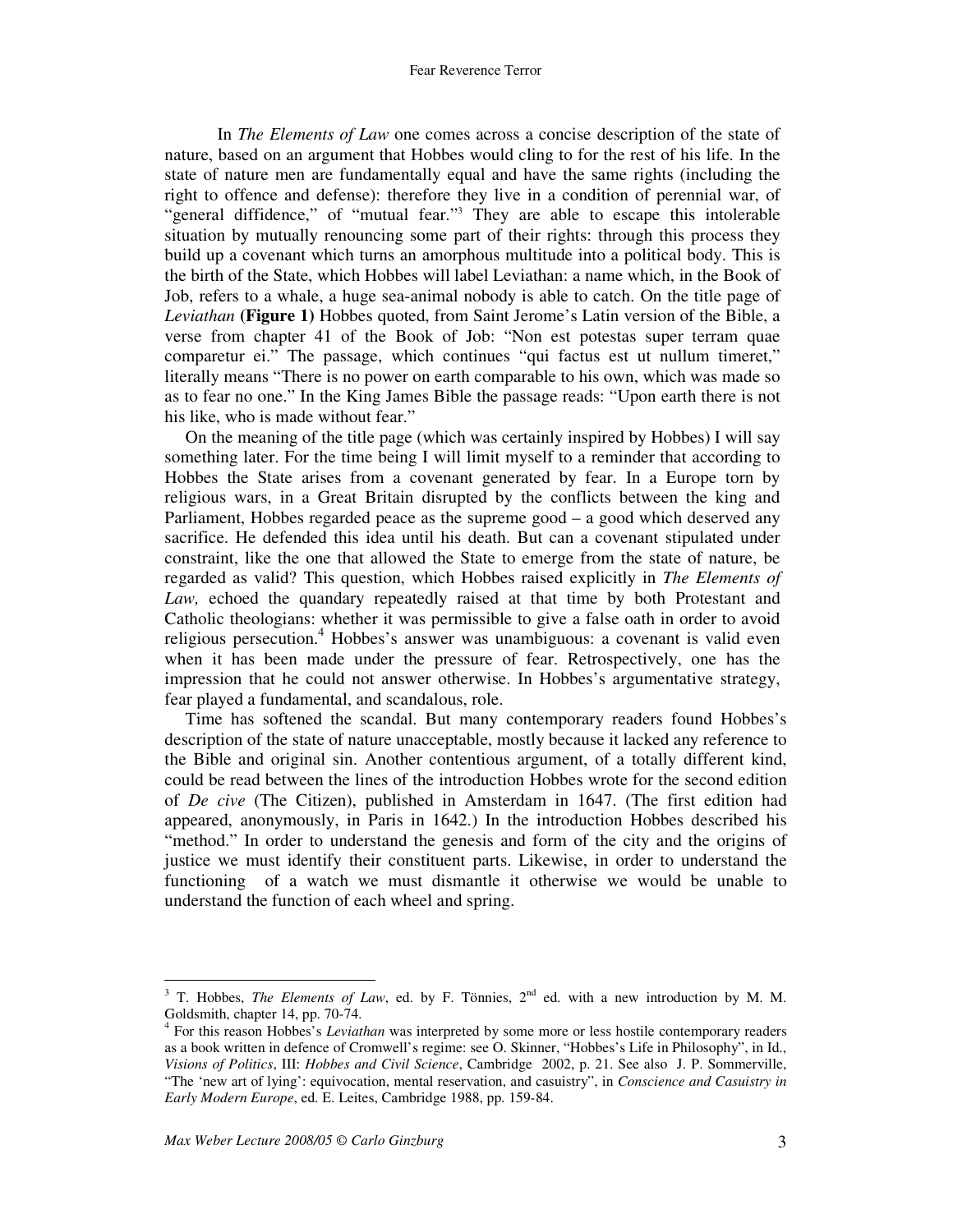In *The Elements of Law* one comes across a concise description of the state of nature, based on an argument that Hobbes would cling to for the rest of his life. In the state of nature men are fundamentally equal and have the same rights (including the right to offence and defense): therefore they live in a condition of perennial war, of "general diffidence," of "mutual fear."[3] They are able to escape this intolerable situation by mutually renouncing some part of their rights: through this process they build up a covenant which turns an amorphous multitude into a political body. This is the birth of the State, which Hobbes will label Leviathan: a name which, in the Book of Job, refers to a whale, a huge sea-animal nobody is able to catch. On the title page of *Leviathan* **(Figure 1)** Hobbes quoted, from Saint Jerome's Latin version of the Bible, a verse from chapter 41 of the Book of Job: "Non est potestas super terram quae comparetur ei." The passage, which continues "qui factus est ut nullum timeret," literally means "There is no power on earth comparable to his own, which was made so as to fear no one." In the King James Bible the passage reads: "Upon earth there is not his like, who is made without fear."

On the meaning of the title page (which was certainly inspired by Hobbes) I will say something later. For the time being I will limit myself to a reminder that according to Hobbes the State arises from a covenant generated by fear. In a Europe torn by religious wars, in a Great Britain disrupted by the conflicts between the king and Parliament, Hobbes regarded peace as the supreme good – a good which deserved any sacrifice. He defended this idea until his death. But can a covenant stipulated under constraint, like the one that allowed the State to emerge from the state of nature, be regarded as valid? This question, which Hobbes raised explicitly in *The Elements of Law,* echoed the quandary repeatedly raised at that time by both Protestant and Catholic theologians: whether it was permissible to give a false oath in order to avoid religious persecution.[4] Hobbes's answer was unambiguous: a covenant is valid even when it has been made under the pressure of fear. Retrospectively, one has the impression that he could not answer otherwise. In Hobbes's argumentative strategy, fear played a fundamental, and scandalous, role.

Time has softened the scandal. But many contemporary readers found Hobbes's description of the state of nature unacceptable, mostly because it lacked any reference to the Bible and original sin. Another contentious argument, of a totally different kind, could be read between the lines of the introduction Hobbes wrote for the second edition of *De cive* (The Citizen), published in Amsterdam in 1647. (The first edition had appeared, anonymously, in Paris in 1642.) In the introduction Hobbes described his "method." In order to understand the genesis and form of the city and the origins of justice we must identify their constituent parts. Likewise, in order to understand the functioning of a watch we must dismantle it otherwise we would be unable to understand the function of each wheel and spring.

---

[3] T. Hobbes, *The Elements of Law*, ed. by F. Tönnies, 2nd ed. with a new introduction by M. M. Goldsmith, chapter 14, pp. 70-74.

[4] For this reason Hobbes's *Leviathan* was interpreted by some more or less hostile contemporary readers as a book written in defence of Cromwell's regime: see O. Skinner, "Hobbes's Life in Philosophy", in Id., *Visions of Politics*, III: *Hobbes and Civil Science*, Cambridge 2002, p. 21. See also J. P. Sommerville, "The 'new art of lying': equivocation, mental reservation, and casuistry", in *Conscience and Casuistry in Early Modern Europe*, ed. E. Leites, Cambridge 1988, pp. 159-84.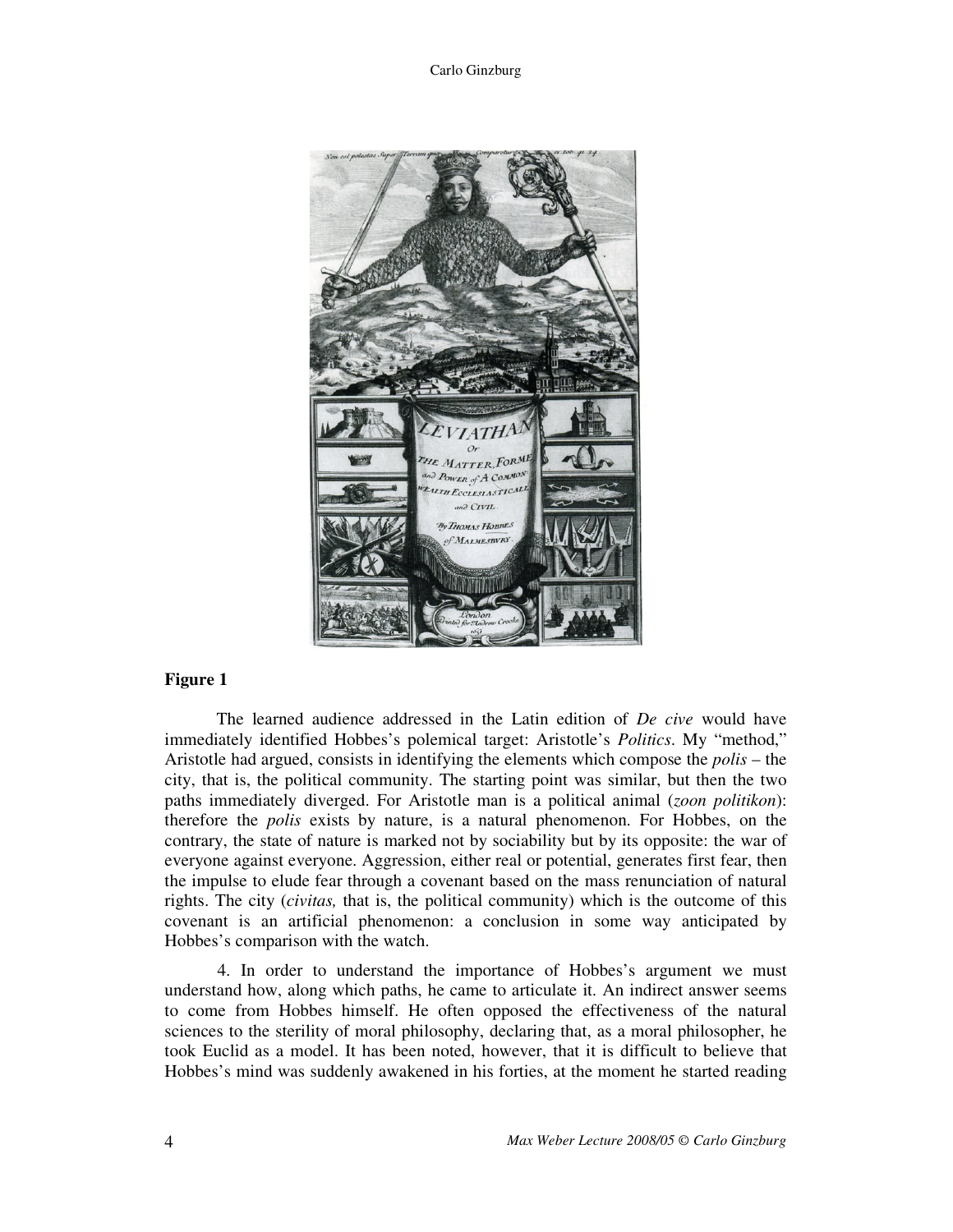**Figure 1**

The learned audience addressed in the Latin edition of *De cive* would have immediately identified Hobbes's polemical target: Aristotle's *Politics*. My "method," Aristotle had argued, consists in identifying the elements which compose the *polis* – the city, that is, the political community. The starting point was similar, but then the two paths immediately diverged. For Aristotle man is a political animal (*zoon politikon*): therefore the *polis* exists by nature, is a natural phenomenon. For Hobbes, on the contrary, the state of nature is marked not by sociability but by its opposite: the war of everyone against everyone. Aggression, either real or potential, generates first fear, then the impulse to elude fear through a covenant based on the mass renunciation of natural rights. The city (*civitas,* that is, the political community) which is the outcome of this covenant is an artificial phenomenon: a conclusion in some way anticipated by Hobbes's comparison with the watch.

4. In order to understand the importance of Hobbes's argument we must understand how, along which paths, he came to articulate it. An indirect answer seems to come from Hobbes himself. He often opposed the effectiveness of the natural sciences to the sterility of moral philosophy, declaring that, as a moral philosopher, he took Euclid as a model. It has been noted, however, that it is difficult to believe that Hobbes's mind was suddenly awakened in his forties, at the moment he started reading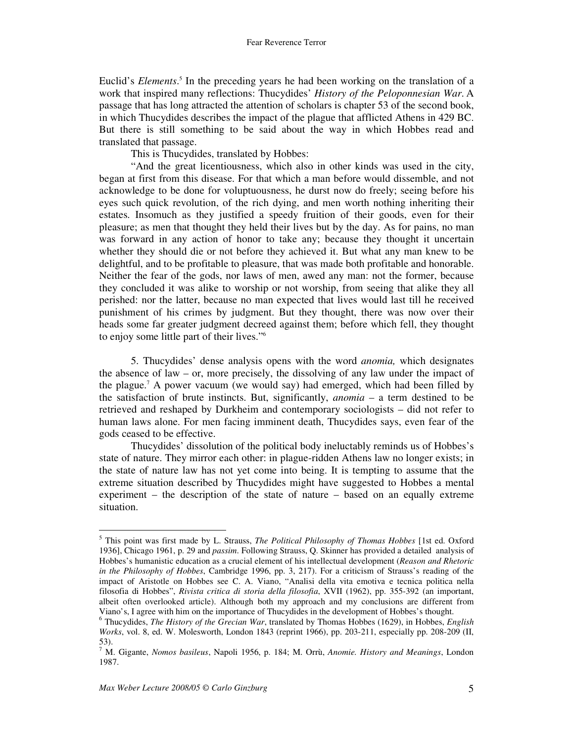Euclid's *Elements*.[5] In the preceding years he had been working on the translation of a work that inspired many reflections: Thucydides' *History of the Peloponnesian War*. A passage that has long attracted the attention of scholars is chapter 53 of the second book, in which Thucydides describes the impact of the plague that afflicted Athens in 429 BC. But there is still something to be said about the way in which Hobbes read and translated that passage.

This is Thucydides, translated by Hobbes:

"And the great licentiousness, which also in other kinds was used in the city, began at first from this disease. For that which a man before would dissemble, and not acknowledge to be done for voluptuousness, he durst now do freely; seeing before his eyes such quick revolution, of the rich dying, and men worth nothing inheriting their estates. Insomuch as they justified a speedy fruition of their goods, even for their pleasure; as men that thought they held their lives but by the day. As for pains, no man was forward in any action of honor to take any; because they thought it uncertain whether they should die or not before they achieved it. But what any man knew to be delightful, and to be profitable to pleasure, that was made both profitable and honorable. Neither the fear of the gods, nor laws of men, awed any man: not the former, because they concluded it was alike to worship or not worship, from seeing that alike they all perished: nor the latter, because no man expected that lives would last till he received punishment of his crimes by judgment. But they thought, there was now over their heads some far greater judgment decreed against them; before which fell, they thought to enjoy some little part of their lives."[6]

5. Thucydides' dense analysis opens with the word *anomia,* which designates the absence of law – or, more precisely, the dissolving of any law under the impact of the plague.[7] A power vacuum (we would say) had emerged, which had been filled by the satisfaction of brute instincts. But, significantly, *anomia* – a term destined to be retrieved and reshaped by Durkheim and contemporary sociologists – did not refer to human laws alone. For men facing imminent death, Thucydides says, even fear of the gods ceased to be effective.

Thucydides' dissolution of the political body ineluctably reminds us of Hobbes's state of nature. They mirror each other: in plague-ridden Athens law no longer exists; in the state of nature law has not yet come into being. It is tempting to assume that the extreme situation described by Thucydides might have suggested to Hobbes a mental experiment – the description of the state of nature – based on an equally extreme situation.

---

[5] This point was first made by L. Strauss, *The Political Philosophy of Thomas Hobbes* [1st ed. Oxford 1936], Chicago 1961, p. 29 and *passim*. Following Strauss, Q. Skinner has provided a detailed analysis of Hobbes's humanistic education as a crucial element of his intellectual development (*Reason and Rhetoric in the Philosophy of Hobbes*, Cambridge 1996, pp. 3, 217). For a criticism of Strauss's reading of the impact of Aristotle on Hobbes see C. A. Viano, "Analisi della vita emotiva e tecnica politica nella filosofia di Hobbes", *Rivista critica di storia della filosofia*, XVII (1962), pp. 355-392 (an important, albeit often overlooked article). Although both my approach and my conclusions are different from Viano's, I agree with him on the importance of Thucydides in the development of Hobbes's thought.

[6] Thucydides, *The History of the Grecian War*, translated by Thomas Hobbes (1629), in Hobbes, *English Works*, vol. 8, ed. W. Molesworth, London 1843 (reprint 1966), pp. 203-211, especially pp. 208-209 (II, 53).

[7] M. Gigante, *Nomos basileus*, Napoli 1956, p. 184; M. Orrù, *Anomie. History and Meanings*, London 1987.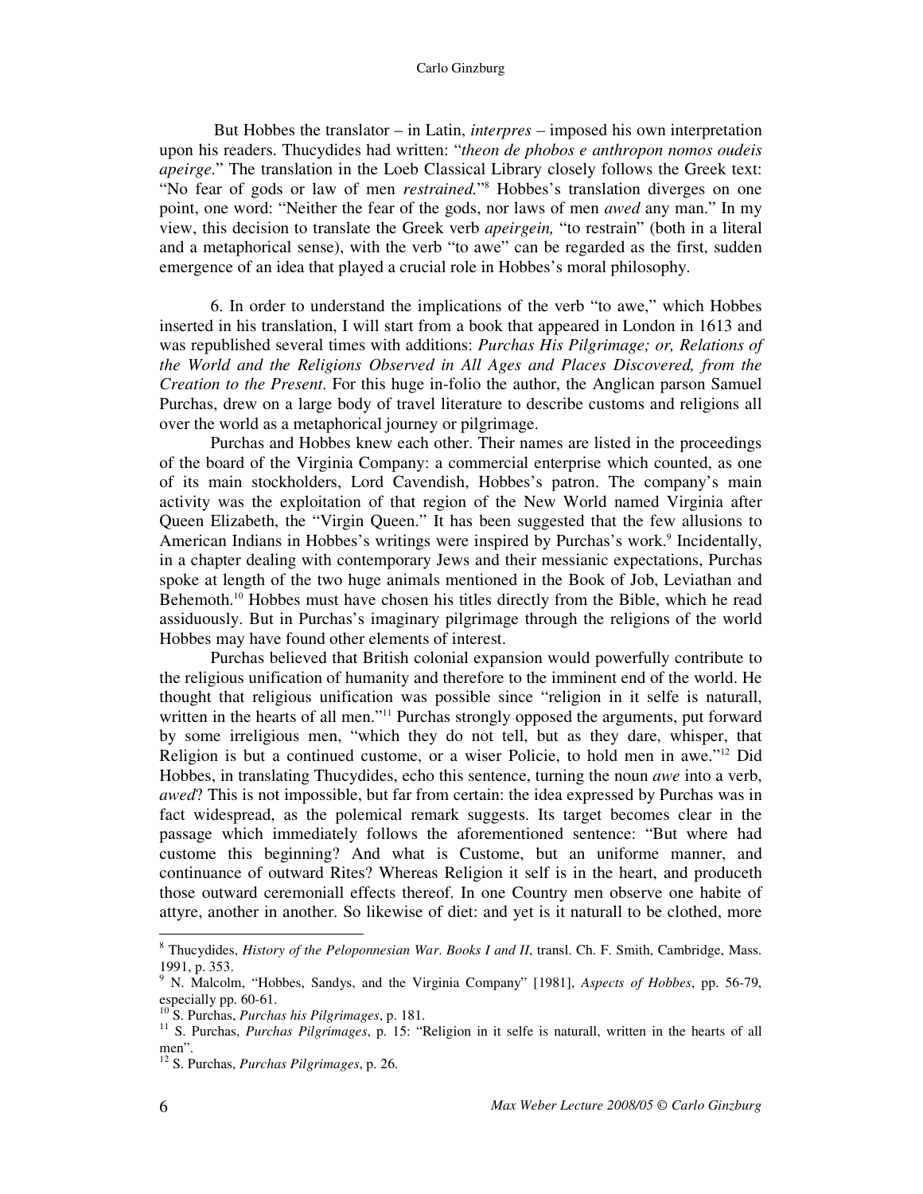But Hobbes the translator – in Latin, *interpres* – imposed his own interpretation upon his readers. Thucydides had written: "*theon de phobos e anthropon nomos oudeis apeirge*." The translation in the Loeb Classical Library closely follows the Greek text: "No fear of gods or law of men *restrained.*"[8] Hobbes's translation diverges on one point, one word: "Neither the fear of the gods, nor laws of men *awed* any man." In my view, this decision to translate the Greek verb *apeirgein,* "to restrain" (both in a literal and a metaphorical sense), with the verb "to awe" can be regarded as the first, sudden emergence of an idea that played a crucial role in Hobbes's moral philosophy.

6. In order to understand the implications of the verb "to awe," which Hobbes inserted in his translation, I will start from a book that appeared in London in 1613 and was republished several times with additions: *Purchas His Pilgrimage; or, Relations of the World and the Religions Observed in All Ages and Places Discovered, from the Creation to the Present*. For this huge in-folio the author, the Anglican parson Samuel Purchas, drew on a large body of travel literature to describe customs and religions all over the world as a metaphorical journey or pilgrimage.

Purchas and Hobbes knew each other. Their names are listed in the proceedings of the board of the Virginia Company: a commercial enterprise which counted, as one of its main stockholders, Lord Cavendish, Hobbes's patron. The company's main activity was the exploitation of that region of the New World named Virginia after Queen Elizabeth, the "Virgin Queen." It has been suggested that the few allusions to American Indians in Hobbes's writings were inspired by Purchas's work.[9] Incidentally, in a chapter dealing with contemporary Jews and their messianic expectations, Purchas spoke at length of the two huge animals mentioned in the Book of Job, Leviathan and Behemoth.[10] Hobbes must have chosen his titles directly from the Bible, which he read assiduously. But in Purchas's imaginary pilgrimage through the religions of the world Hobbes may have found other elements of interest.

Purchas believed that British colonial expansion would powerfully contribute to the religious unification of humanity and therefore to the imminent end of the world. He thought that religious unification was possible since "religion in it selfe is naturall, written in the hearts of all men."[11] Purchas strongly opposed the arguments, put forward by some irreligious men, "which they do not tell, but as they dare, whisper, that Religion is but a continued custome, or a wiser Policie, to hold men in awe."[12] Did Hobbes, in translating Thucydides, echo this sentence, turning the noun *awe* into a verb, *awed*? This is not impossible, but far from certain: the idea expressed by Purchas was in fact widespread, as the polemical remark suggests. Its target becomes clear in the passage which immediately follows the aforementioned sentence: "But where had custome this beginning? And what is Custome, but an uniforme manner, and continuance of outward Rites? Whereas Religion it self is in the heart, and produceth those outward ceremoniall effects thereof. In one Country men observe one habite of attyre, another in another. So likewise of diet: and yet is it naturall to be clothed, more

---

[8] Thucydides, *History of the Peloponnesian War. Books I and II*, transl. Ch. F. Smith, Cambridge, Mass. 1991, p. 353.

[9] N. Malcolm, "Hobbes, Sandys, and the Virginia Company" [1981], *Aspects of Hobbes*, pp. 56-79, especially pp. 60-61.

[10] S. Purchas, *Purchas his Pilgrimages*, p. 181.

[11] S. Purchas, *Purchas Pilgrimages*, p. 15: "Religion in it selfe is naturall, written in the hearts of all men".

[12] S. Purchas, *Purchas Pilgrimages*, p. 26.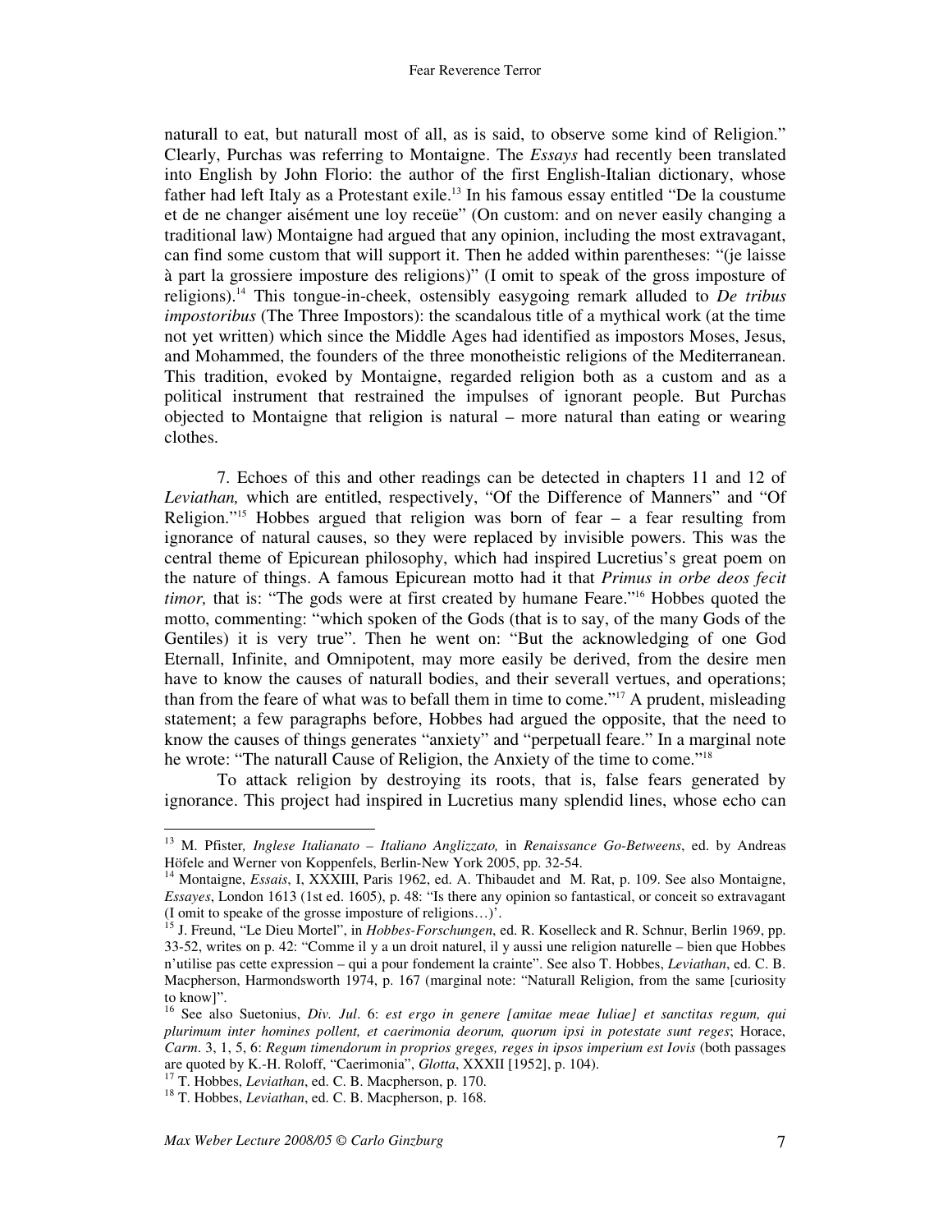naturall to eat, but naturall most of all, as is said, to observe some kind of Religion." Clearly, Purchas was referring to Montaigne. The *Essays* had recently been translated into English by John Florio: the author of the first English-Italian dictionary, whose father had left Italy as a Protestant exile.[13] In his famous essay entitled "De la coustume et de ne changer aisément une loy receüe" (On custom: and on never easily changing a traditional law) Montaigne had argued that any opinion, including the most extravagant, can find some custom that will support it. Then he added within parentheses: "(je laisse à part la grossiere imposture des religions)" (I omit to speak of the gross imposture of religions).[14] This tongue-in-cheek, ostensibly easygoing remark alluded to *De tribus impostoribus* (The Three Impostors): the scandalous title of a mythical work (at the time not yet written) which since the Middle Ages had identified as impostors Moses, Jesus, and Mohammed, the founders of the three monotheistic religions of the Mediterranean. This tradition, evoked by Montaigne, regarded religion both as a custom and as a political instrument that restrained the impulses of ignorant people. But Purchas objected to Montaigne that religion is natural – more natural than eating or wearing clothes.

7. Echoes of this and other readings can be detected in chapters 11 and 12 of *Leviathan,* which are entitled, respectively, "Of the Difference of Manners" and "Of Religion."[15] Hobbes argued that religion was born of fear – a fear resulting from ignorance of natural causes, so they were replaced by invisible powers. This was the central theme of Epicurean philosophy, which had inspired Lucretius's great poem on the nature of things. A famous Epicurean motto had it that *Primus in orbe deos fecit timor,* that is: "The gods were at first created by humane Feare."[16] Hobbes quoted the motto, commenting: "which spoken of the Gods (that is to say, of the many Gods of the Gentiles) it is very true". Then he went on: "But the acknowledging of one God Eternall, Infinite, and Omnipotent, may more easily be derived, from the desire men have to know the causes of naturall bodies, and their severall vertues, and operations; than from the feare of what was to befall them in time to come."[17] A prudent, misleading statement; a few paragraphs before, Hobbes had argued the opposite, that the need to know the causes of things generates "anxiety" and "perpetuall feare." In a marginal note he wrote: "The naturall Cause of Religion, the Anxiety of the time to come."[18]

To attack religion by destroying its roots, that is, false fears generated by ignorance. This project had inspired in Lucretius many splendid lines, whose echo can

---

[13] M. Pfister, *Inglese Italianato – Italiano Anglizzato,* in *Renaissance Go-Betweens*, ed. by Andreas Höfele and Werner von Koppenfels, Berlin-New York 2005, pp. 32-54.

[14] Montaigne, *Essais*, I, XXXIII, Paris 1962, ed. A. Thibaudet and M. Rat, p. 109. See also Montaigne, *Essayes*, London 1613 (1st ed. 1605), p. 48: "Is there any opinion so fantastical, or conceit so extravagant (I omit to speake of the grosse imposture of religions…)'.

[15] J. Freund, "Le Dieu Mortel", in *Hobbes-Forschungen*, ed. R. Koselleck and R. Schnur, Berlin 1969, pp. 33-52, writes on p. 42: "Comme il y a un droit naturel, il y aussi une religion naturelle – bien que Hobbes n'utilise pas cette expression – qui a pour fondement la crainte". See also T. Hobbes, *Leviathan*, ed. C. B. Macpherson, Harmondsworth 1974, p. 167 (marginal note: "Naturall Religion, from the same [curiosity to know]".

[16] See also Suetonius, *Div. Jul*. 6: *est ergo in genere [amitae meae Iuliae] et sanctitas regum, qui plurimum inter homines pollent, et caerimonia deorum, quorum ipsi in potestate sunt reges*; Horace, *Carm*. 3, 1, 5, 6: *Regum timendorum in proprios greges, reges in ipsos imperium est Iovis* (both passages are quoted by K.-H. Roloff, "Caerimonia", *Glotta*, XXXII [1952], p. 104).

[17] T. Hobbes, *Leviathan*, ed. C. B. Macpherson, p. 170.

[18] T. Hobbes, *Leviathan*, ed. C. B. Macpherson, p. 168.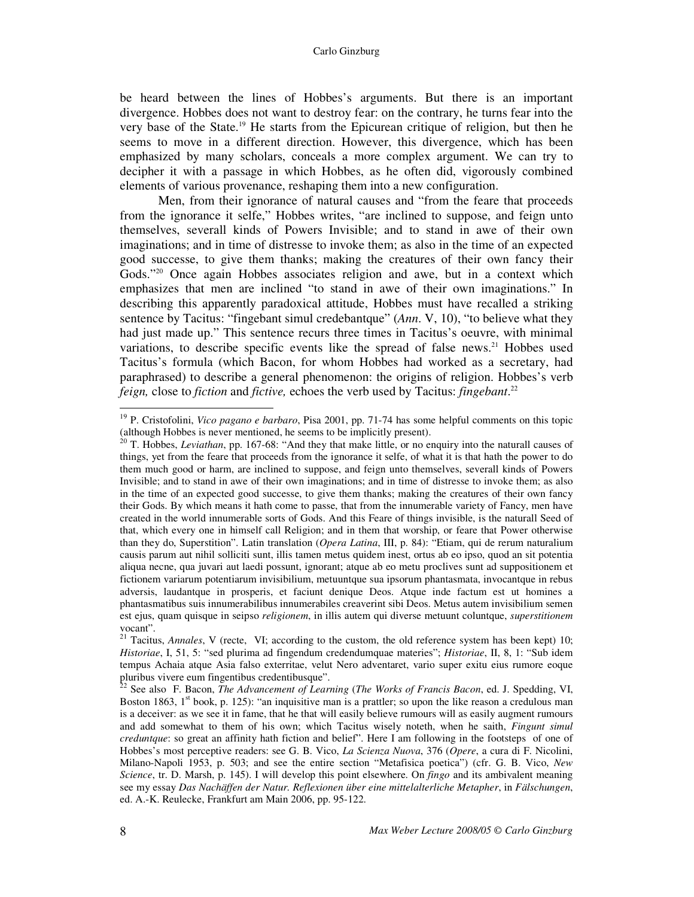be heard between the lines of Hobbes's arguments. But there is an important divergence. Hobbes does not want to destroy fear: on the contrary, he turns fear into the very base of the State.[19] He starts from the Epicurean critique of religion, but then he seems to move in a different direction. However, this divergence, which has been emphasized by many scholars, conceals a more complex argument. We can try to decipher it with a passage in which Hobbes, as he often did, vigorously combined elements of various provenance, reshaping them into a new configuration.

Men, from their ignorance of natural causes and "from the feare that proceeds from the ignorance it selfe," Hobbes writes, "are inclined to suppose, and feign unto themselves, severall kinds of Powers Invisible; and to stand in awe of their own imaginations; and in time of distresse to invoke them; as also in the time of an expected good successe, to give them thanks; making the creatures of their own fancy their Gods."[20] Once again Hobbes associates religion and awe, but in a context which emphasizes that men are inclined "to stand in awe of their own imaginations." In describing this apparently paradoxical attitude, Hobbes must have recalled a striking sentence by Tacitus: "fingebant simul credebantque" (*Ann*. V, 10), "to believe what they had just made up." This sentence recurs three times in Tacitus's oeuvre, with minimal variations, to describe specific events like the spread of false news.[21] Hobbes used Tacitus's formula (which Bacon, for whom Hobbes had worked as a secretary, had paraphrased) to describe a general phenomenon: the origins of religion. Hobbes's verb *feign,* close to *fiction* and *fictive,* echoes the verb used by Tacitus: *fingebant*.[22]

---

[19] P. Cristofolini, *Vico pagano e barbaro*, Pisa 2001, pp. 71-74 has some helpful comments on this topic (although Hobbes is never mentioned, he seems to be implicitly present).

[20] T. Hobbes, *Leviathan*, pp. 167-68: "And they that make little, or no enquiry into the naturall causes of things, yet from the feare that proceeds from the ignorance it selfe, of what it is that hath the power to do them much good or harm, are inclined to suppose, and feign unto themselves, severall kinds of Powers Invisible; and to stand in awe of their own imaginations; and in time of distresse to invoke them; as also in the time of an expected good successe, to give them thanks; making the creatures of their own fancy their Gods. By which means it hath come to passe, that from the innumerable variety of Fancy, men have created in the world innumerable sorts of Gods. And this Feare of things invisible, is the naturall Seed of that, which every one in himself call Religion; and in them that worship, or feare that Power otherwise than they do, Superstition". Latin translation (*Opera Latina*, III, p. 84): "Etiam, qui de rerum naturalium causis parum aut nihil solliciti sunt, illis tamen metus quidem inest, ortus ab eo ipso, quod an sit potentia aliqua necne, qua juvari aut laedi possunt, ignorant; atque ab eo metu proclives sunt ad suppositionem et fictionem variarum potentiarum invisibilium, metuuntque sua ipsorum phantasmata, invocantque in rebus adversis, laudantque in prosperis, et faciunt denique Deos. Atque inde factum est ut homines a phantasmatibus suis innumerabilibus innumerabiles creaverint sibi Deos. Metus autem invisibilium semen est ejus, quam quisque in seipso *religionem*, in illis autem qui diverse metuunt coluntque, *superstitionem* vocant".

[21] Tacitus, *Annales*, V (recte, VI; according to the custom, the old reference system has been kept) 10; *Historiae*, I, 51, 5: "sed plurima ad fingendum credendumquae materies"; *Historiae*, II, 8, 1: "Sub idem tempus Achaia atque Asia falso exterritae, velut Nero adventaret, vario super exitu eius rumore eoque pluribus vivere eum fingentibus credentibusque".

[22] See also F. Bacon, *The Advancement of Learning* (*The Works of Francis Bacon*, ed. J. Spedding, VI, Boston 1863, 1st book, p. 125): "an inquisitive man is a prattler; so upon the like reason a credulous man is a deceiver: as we see it in fame, that he that will easily believe rumours will as easily augment rumours and add somewhat to them of his own; which Tacitus wisely noteth, when he saith, *Fingunt simul creduntque*: so great an affinity hath fiction and belief". Here I am following in the footsteps of one of Hobbes's most perceptive readers: see G. B. Vico, *La Scienza Nuova*, 376 (*Opere*, a cura di F. Nicolini, Milano-Napoli 1953, p. 503; and see the entire section "Metafisica poetica") (cfr. G. B. Vico, *New Science*, tr. D. Marsh, p. 145). I will develop this point elsewhere. On *fingo* and its ambivalent meaning see my essay *Das Nachäffen der Natur. Reflexionen über eine mittelalterliche Metapher*, in *Fälschungen*, ed. A.-K. Reulecke, Frankfurt am Main 2006, pp. 95-122.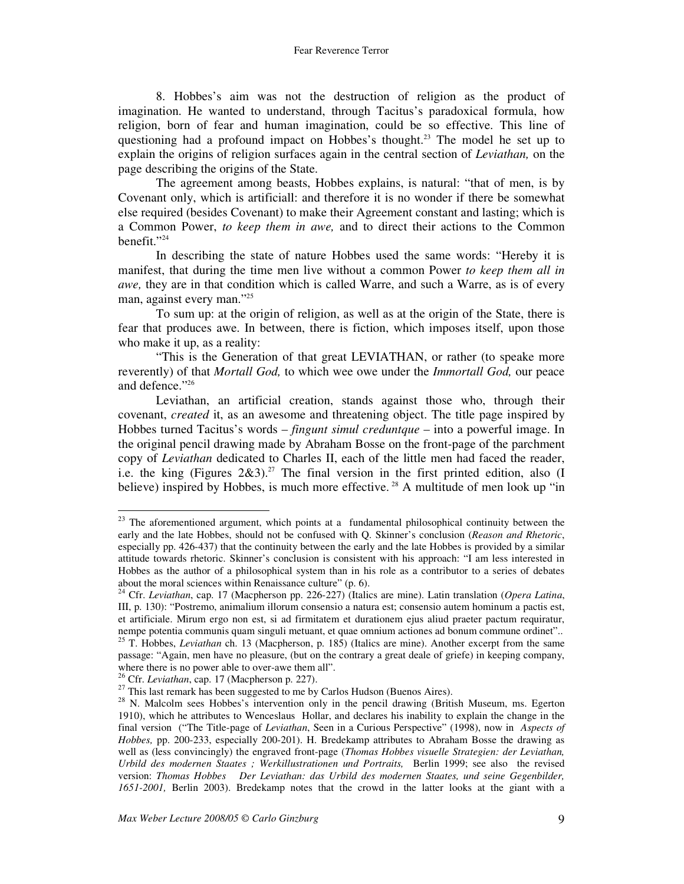8. Hobbes's aim was not the destruction of religion as the product of imagination. He wanted to understand, through Tacitus's paradoxical formula, how religion, born of fear and human imagination, could be so effective. This line of questioning had a profound impact on Hobbes's thought.[23] The model he set up to explain the origins of religion surfaces again in the central section of *Leviathan,* on the page describing the origins of the State.

The agreement among beasts, Hobbes explains, is natural: "that of men, is by Covenant only, which is artificiall: and therefore it is no wonder if there be somewhat else required (besides Covenant) to make their Agreement constant and lasting; which is a Common Power, *to keep them in awe,* and to direct their actions to the Common benefit."[24]

In describing the state of nature Hobbes used the same words: "Hereby it is manifest, that during the time men live without a common Power *to keep them all in awe,* they are in that condition which is called Warre, and such a Warre, as is of every man, against every man."[25]

To sum up: at the origin of religion, as well as at the origin of the State, there is fear that produces awe. In between, there is fiction, which imposes itself, upon those who make it up, as a reality:

"This is the Generation of that great LEVIATHAN, or rather (to speake more reverently) of that *Mortall God,* to which wee owe under the *Immortall God,* our peace and defence."[26]

Leviathan, an artificial creation, stands against those who, through their covenant, *created* it, as an awesome and threatening object. The title page inspired by Hobbes turned Tacitus's words – *fingunt simul creduntque* – into a powerful image. In the original pencil drawing made by Abraham Bosse on the front-page of the parchment copy of *Leviathan* dedicated to Charles II, each of the little men had faced the reader, i.e. the king (Figures 2&3).[27] The final version in the first printed edition, also (I believe) inspired by Hobbes, is much more effective.[28] A multitude of men look up "in

---

[23] The aforementioned argument, which points at a fundamental philosophical continuity between the early and the late Hobbes, should not be confused with Q. Skinner's conclusion (*Reason and Rhetoric*, especially pp. 426-437) that the continuity between the early and the late Hobbes is provided by a similar attitude towards rhetoric. Skinner's conclusion is consistent with his approach: "I am less interested in Hobbes as the author of a philosophical system than in his role as a contributor to a series of debates about the moral sciences within Renaissance culture" (p. 6).

[24] Cfr. *Leviathan*, cap. 17 (Macpherson pp. 226-227) (Italics are mine). Latin translation (*Opera Latina*, III, p. 130): "Postremo, animalium illorum consensio a natura est; consensio autem hominum a pactis est, et artificiale. Mirum ergo non est, si ad firmitatem et durationem ejus aliud praeter pactum requiratur, nempe potentia communis quam singuli metuant, et quae omnium actiones ad bonum commune ordinet"..

[25] T. Hobbes, *Leviathan* ch. 13 (Macpherson, p. 185) (Italics are mine). Another excerpt from the same passage: "Again, men have no pleasure, (but on the contrary a great deale of griefe) in keeping company, where there is no power able to over-awe them all".

[26] Cfr. *Leviathan*, cap. 17 (Macpherson p. 227).

[27] This last remark has been suggested to me by Carlos Hudson (Buenos Aires).

[28] N. Malcolm sees Hobbes's intervention only in the pencil drawing (British Museum, ms. Egerton 1910), which he attributes to Wenceslaus Hollar, and declares his inability to explain the change in the final version ("The Title-page of *Leviathan*, Seen in a Curious Perspective" (1998), now in *Aspects of Hobbes,* pp. 200-233, especially 200-201). H. Bredekamp attributes to Abraham Bosse the drawing as well as (less convincingly) the engraved front-page (*Thomas Hobbes visuelle Strategien: der Leviathan, Urbild des modernen Staates ; Werkillustrationen und Portraits,* Berlin 1999; see also the revised version: *Thomas Hobbes Der Leviathan: das Urbild des modernen Staates, und seine Gegenbilder, 1651-2001,* Berlin 2003). Bredekamp notes that the crowd in the latter looks at the giant with a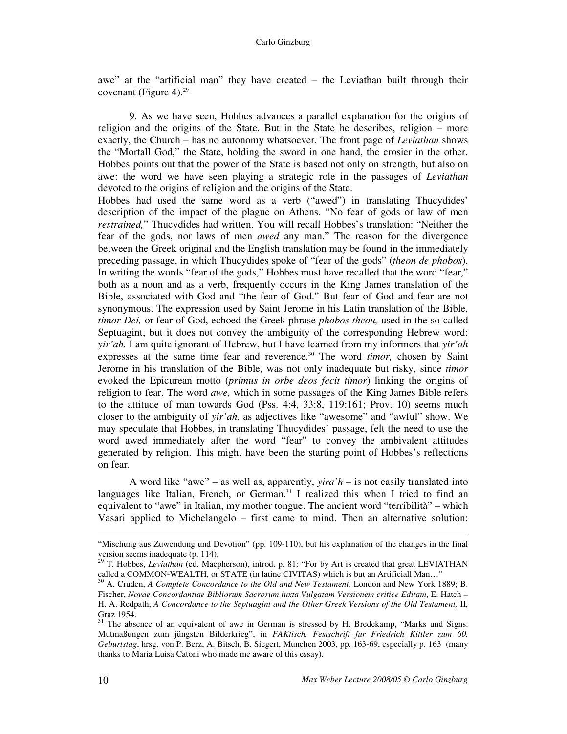awe" at the "artificial man" they have created – the Leviathan built through their covenant (Figure 4).[29]

9. As we have seen, Hobbes advances a parallel explanation for the origins of religion and the origins of the State. But in the State he describes, religion – more exactly, the Church – has no autonomy whatsoever. The front page of *Leviathan* shows the "Mortall God," the State, holding the sword in one hand, the crosier in the other. Hobbes points out that the power of the State is based not only on strength, but also on awe: the word we have seen playing a strategic role in the passages of *Leviathan* devoted to the origins of religion and the origins of the State.
Hobbes had used the same word as a verb ("awed") in translating Thucydides' description of the impact of the plague on Athens. "No fear of gods or law of men *restrained,*" Thucydides had written. You will recall Hobbes's translation: "Neither the fear of the gods, nor laws of men *awed* any man." The reason for the divergence between the Greek original and the English translation may be found in the immediately preceding passage, in which Thucydides spoke of "fear of the gods" (*theon de phobos*). In writing the words "fear of the gods," Hobbes must have recalled that the word "fear," both as a noun and as a verb, frequently occurs in the King James translation of the Bible, associated with God and "the fear of God." But fear of God and fear are not synonymous. The expression used by Saint Jerome in his Latin translation of the Bible, *timor Dei,* or fear of God, echoed the Greek phrase *phobos theou,* used in the so-called Septuagint, but it does not convey the ambiguity of the corresponding Hebrew word: *yir'ah.* I am quite ignorant of Hebrew, but I have learned from my informers that *yir'ah* expresses at the same time fear and reverence.[30] The word *timor,* chosen by Saint Jerome in his translation of the Bible, was not only inadequate but risky, since *timor* evoked the Epicurean motto (*primus in orbe deos fecit timor*) linking the origins of religion to fear. The word *awe,* which in some passages of the King James Bible refers to the attitude of man towards God (Pss. 4:4, 33:8, 119:161; Prov. 10) seems much closer to the ambiguity of *yir'ah,* as adjectives like "awesome" and "awful" show. We may speculate that Hobbes, in translating Thucydides' passage, felt the need to use the word awed immediately after the word "fear" to convey the ambivalent attitudes generated by religion. This might have been the starting point of Hobbes's reflections on fear.

A word like "awe" – as well as, apparently, *yira'h* – is not easily translated into languages like Italian, French, or German.[31] I realized this when I tried to find an equivalent to "awe" in Italian, my mother tongue. The ancient word "terribilità" – which Vasari applied to Michelangelo – first came to mind. Then an alternative solution:

---

"Mischung aus Zuwendung und Devotion" (pp. 109-110), but his explanation of the changes in the final version seems inadequate (p. 114).

[29] T. Hobbes, *Leviathan* (ed. Macpherson), introd. p. 81: "For by Art is created that great LEVIATHAN called a COMMON-WEALTH, or STATE (in latine CIVITAS) which is but an Artificiall Man…"

[30] A. Cruden, *A Complete Concordance to the Old and New Testament,* London and New York 1889; B. Fischer, *Novae Concordantiae Bibliorum Sacrorum iuxta Vulgatam Versionem critice Editam*, E. Hatch – H. A. Redpath, *A Concordance to the Septuagint and the Other Greek Versions of the Old Testament,* II, Graz 1954.

[31] The absence of an equivalent of awe in German is stressed by H. Bredekamp, "Marks und Signs. Mutmaßungen zum jüngsten Bilderkrieg", in *FAKtisch. Festschrift fur Friedrich Kittler zum 60. Geburtstag*, hrsg. von P. Berz, A. Bitsch, B. Siegert, München 2003, pp. 163-69, especially p. 163 (many thanks to Maria Luisa Catoni who made me aware of this essay).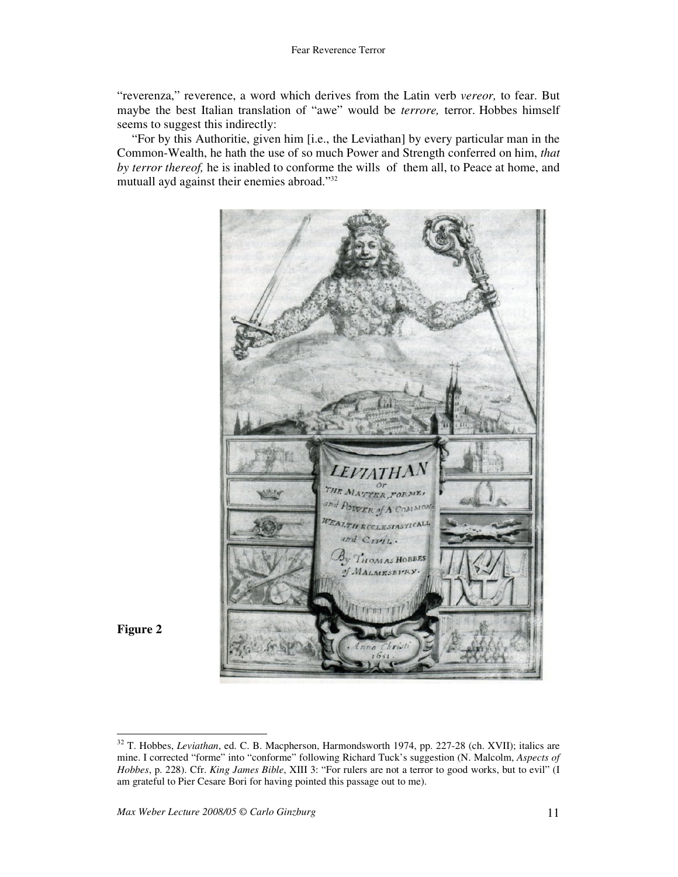"reverenza," reverence, a word which derives from the Latin verb *vereor,* to fear. But maybe the best Italian translation of "awe" would be *terrore,* terror. Hobbes himself seems to suggest this indirectly:

"For by this Authoritie, given him [i.e., the Leviathan] by every particular man in the Common-Wealth, he hath the use of so much Power and Strength conferred on him, *that by terror thereof,* he is inabled to conforme the wills of them all, to Peace at home, and mutuall ayd against their enemies abroad."[32]

**Figure 2**

[32] T. Hobbes, *Leviathan*, ed. C. B. Macpherson, Harmondsworth 1974, pp. 227-28 (ch. XVII); italics are mine. I corrected "forme" into "conforme" following Richard Tuck's suggestion (N. Malcolm, *Aspects of Hobbes*, p. 228). Cfr. *King James Bible*, XIII 3: "For rulers are not a terror to good works, but to evil" (I am grateful to Pier Cesare Bori for having pointed this passage out to me).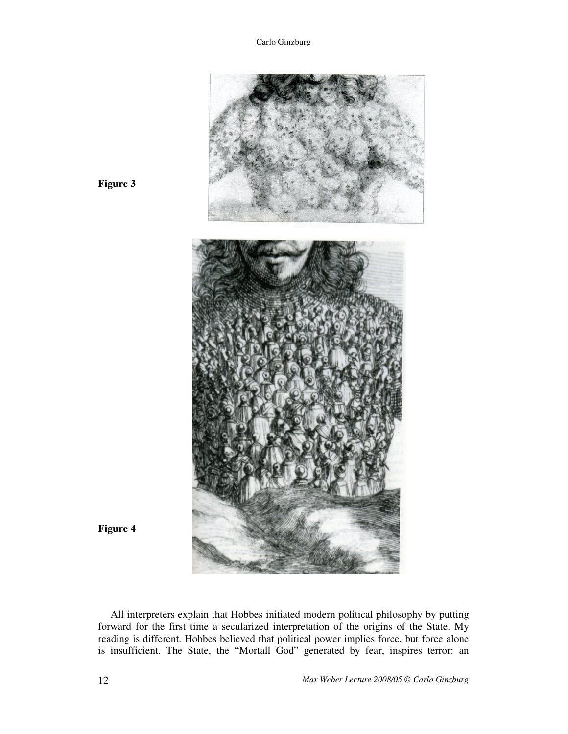Figure 3

Figure 4

All interpreters explain that Hobbes initiated modern political philosophy by putting forward for the first time a secularized interpretation of the origins of the State. My reading is different. Hobbes believed that political power implies force, but force alone is insufficient. The State, the "Mortall God" generated by fear, inspires terror: an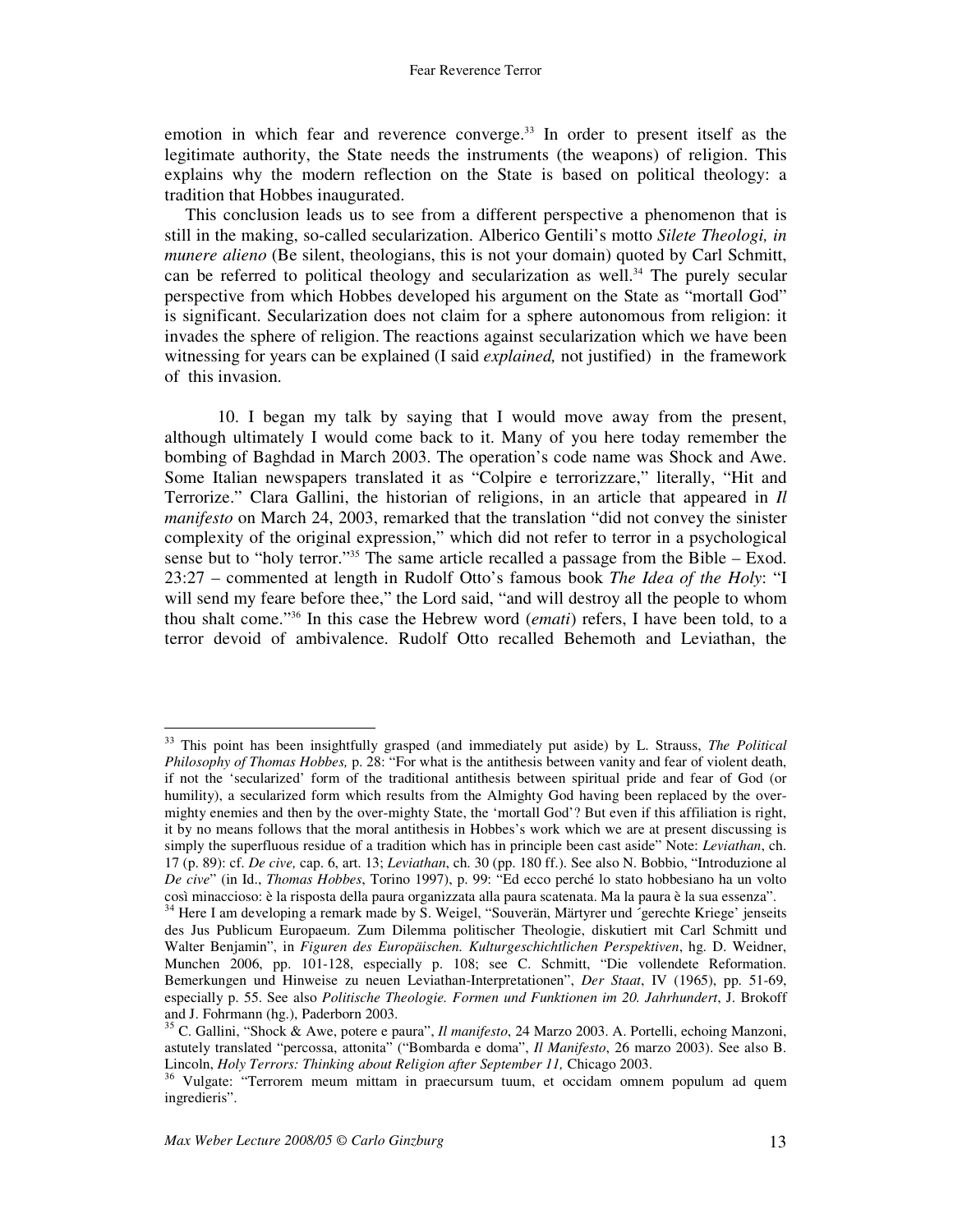emotion in which fear and reverence converge.[33] In order to present itself as the legitimate authority, the State needs the instruments (the weapons) of religion. This explains why the modern reflection on the State is based on political theology: a tradition that Hobbes inaugurated.

This conclusion leads us to see from a different perspective a phenomenon that is still in the making, so-called secularization. Alberico Gentili's motto *Silete Theologi, in munere alieno* (Be silent, theologians, this is not your domain) quoted by Carl Schmitt, can be referred to political theology and secularization as well.[34] The purely secular perspective from which Hobbes developed his argument on the State as "mortall God" is significant. Secularization does not claim for a sphere autonomous from religion: it invades the sphere of religion. The reactions against secularization which we have been witnessing for years can be explained (I said *explained,* not justified) in the framework of this invasion.

10. I began my talk by saying that I would move away from the present, although ultimately I would come back to it. Many of you here today remember the bombing of Baghdad in March 2003. The operation's code name was Shock and Awe. Some Italian newspapers translated it as "Colpire e terrorizzare," literally, "Hit and Terrorize." Clara Gallini, the historian of religions, in an article that appeared in *Il manifesto* on March 24, 2003, remarked that the translation "did not convey the sinister complexity of the original expression," which did not refer to terror in a psychological sense but to "holy terror."[35] The same article recalled a passage from the Bible – Exod. 23:27 – commented at length in Rudolf Otto's famous book *The Idea of the Holy*: "I will send my feare before thee," the Lord said, "and will destroy all the people to whom thou shalt come."[36] In this case the Hebrew word (*emati*) refers, I have been told, to a terror devoid of ambivalence. Rudolf Otto recalled Behemoth and Leviathan, the

---

[33] This point has been insightfully grasped (and immediately put aside) by L. Strauss, *The Political Philosophy of Thomas Hobbes,* p. 28: "For what is the antithesis between vanity and fear of violent death, if not the 'secularized' form of the traditional antithesis between spiritual pride and fear of God (or humility), a secularized form which results from the Almighty God having been replaced by the over-mighty enemies and then by the over-mighty State, the 'mortall God'? But even if this affiliation is right, it by no means follows that the moral antithesis in Hobbes's work which we are at present discussing is simply the superfluous residue of a tradition which has in principle been cast aside" Note: *Leviathan*, ch. 17 (p. 89): cf. *De cive,* cap. 6, art. 13; *Leviathan*, ch. 30 (pp. 180 ff.). See also N. Bobbio, "Introduzione al *De cive*" (in Id., *Thomas Hobbes*, Torino 1997), p. 99: "Ed ecco perché lo stato hobbesiano ha un volto così minaccioso: è la risposta della paura organizzata alla paura scatenata. Ma la paura è la sua essenza".

[34] Here I am developing a remark made by S. Weigel, "Souverän, Märtyrer und ´gerechte Kriege' jenseits des Jus Publicum Europaeum. Zum Dilemma politischer Theologie, diskutiert mit Carl Schmitt und Walter Benjamin", in *Figuren des Europäischen. Kulturgeschichtlichen Perspektiven*, hg. D. Weidner, Munchen 2006, pp. 101-128, especially p. 108; see C. Schmitt, "Die vollendete Reformation. Bemerkungen und Hinweise zu neuen Leviathan-Interpretationen", *Der Staat*, IV (1965), pp. 51-69, especially p. 55. See also *Politische Theologie. Formen und Funktionen im 20. Jahrhundert*, J. Brokoff and J. Fohrmann (hg.), Paderborn 2003.

[35] C. Gallini, "Shock & Awe, potere e paura", *Il manifesto*, 24 Marzo 2003. A. Portelli, echoing Manzoni, astutely translated "percossa, attonita" ("Bombarda e doma", *Il Manifesto*, 26 marzo 2003). See also B. Lincoln, *Holy Terrors: Thinking about Religion after September 11,* Chicago 2003.

[36] Vulgate: "Terrorem meum mittam in praecursum tuum, et occidam omnem populum ad quem ingredieris".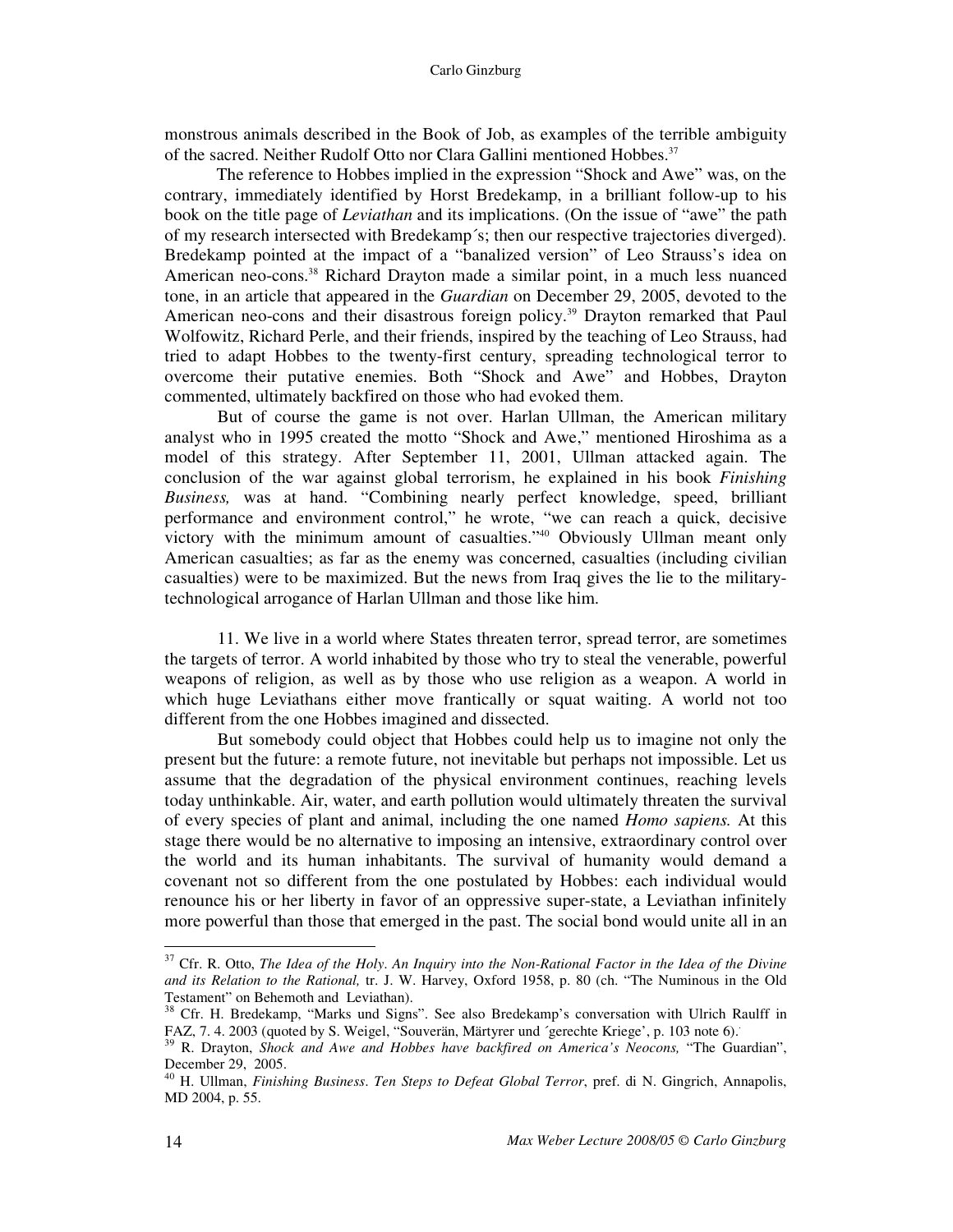monstrous animals described in the Book of Job, as examples of the terrible ambiguity of the sacred. Neither Rudolf Otto nor Clara Gallini mentioned Hobbes.[37]

The reference to Hobbes implied in the expression "Shock and Awe" was, on the contrary, immediately identified by Horst Bredekamp, in a brilliant follow-up to his book on the title page of *Leviathan* and its implications. (On the issue of "awe" the path of my research intersected with Bredekamp´s; then our respective trajectories diverged). Bredekamp pointed at the impact of a "banalized version" of Leo Strauss's idea on American neo-cons.[38] Richard Drayton made a similar point, in a much less nuanced tone, in an article that appeared in the *Guardian* on December 29, 2005, devoted to the American neo-cons and their disastrous foreign policy.[39] Drayton remarked that Paul Wolfowitz, Richard Perle, and their friends, inspired by the teaching of Leo Strauss, had tried to adapt Hobbes to the twenty-first century, spreading technological terror to overcome their putative enemies. Both "Shock and Awe" and Hobbes, Drayton commented, ultimately backfired on those who had evoked them.

But of course the game is not over. Harlan Ullman, the American military analyst who in 1995 created the motto "Shock and Awe," mentioned Hiroshima as a model of this strategy. After September 11, 2001, Ullman attacked again. The conclusion of the war against global terrorism, he explained in his book *Finishing Business,* was at hand. "Combining nearly perfect knowledge, speed, brilliant performance and environment control," he wrote, "we can reach a quick, decisive victory with the minimum amount of casualties."[40] Obviously Ullman meant only American casualties; as far as the enemy was concerned, casualties (including civilian casualties) were to be maximized. But the news from Iraq gives the lie to the military-technological arrogance of Harlan Ullman and those like him.

11. We live in a world where States threaten terror, spread terror, are sometimes the targets of terror. A world inhabited by those who try to steal the venerable, powerful weapons of religion, as well as by those who use religion as a weapon. A world in which huge Leviathans either move frantically or squat waiting. A world not too different from the one Hobbes imagined and dissected.

But somebody could object that Hobbes could help us to imagine not only the present but the future: a remote future, not inevitable but perhaps not impossible. Let us assume that the degradation of the physical environment continues, reaching levels today unthinkable. Air, water, and earth pollution would ultimately threaten the survival of every species of plant and animal, including the one named *Homo sapiens.* At this stage there would be no alternative to imposing an intensive, extraordinary control over the world and its human inhabitants. The survival of humanity would demand a covenant not so different from the one postulated by Hobbes: each individual would renounce his or her liberty in favor of an oppressive super-state, a Leviathan infinitely more powerful than those that emerged in the past. The social bond would unite all in an

---

[37] Cfr. R. Otto, *The Idea of the Holy. An Inquiry into the Non-Rational Factor in the Idea of the Divine and its Relation to the Rational,* tr. J. W. Harvey, Oxford 1958, p. 80 (ch. "The Numinous in the Old Testament" on Behemoth and Leviathan).

[38] Cfr. H. Bredekamp, "Marks und Signs". See also Bredekamp's conversation with Ulrich Raulff in FAZ, 7. 4. 2003 (quoted by S. Weigel, "Souverän, Märtyrer und ´gerechte Kriege', p. 103 note 6).

[39] R. Drayton, *Shock and Awe and Hobbes have backfired on America's Neocons,* "The Guardian", December 29, 2005.

[40] H. Ullman, *Finishing Business. Ten Steps to Defeat Global Terror*, pref. di N. Gingrich, Annapolis, MD 2004, p. 55.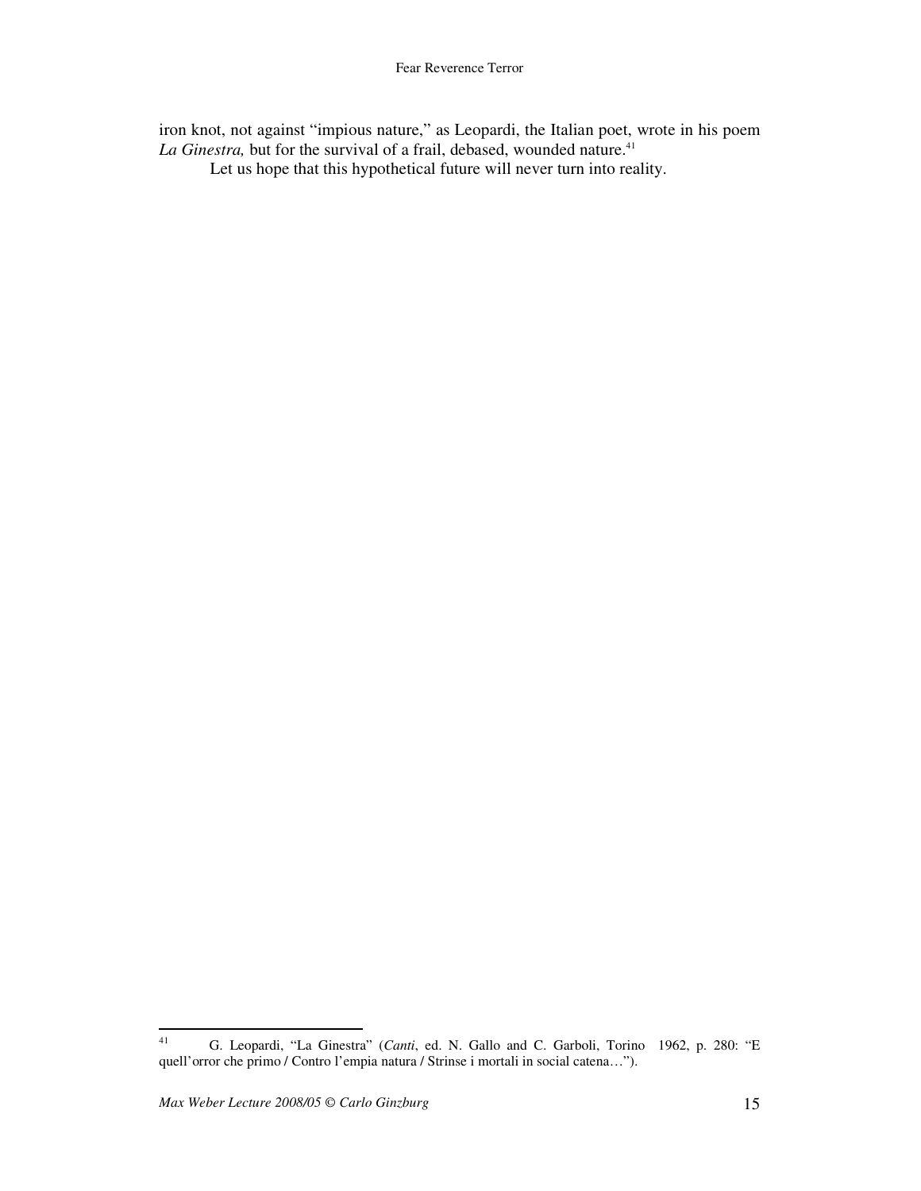iron knot, not against "impious nature," as Leopardi, the Italian poet, wrote in his poem *La Ginestra,* but for the survival of a frail, debased, wounded nature.[41]

Let us hope that this hypothetical future will never turn into reality.

---

[41] G. Leopardi, "La Ginestra" (*Canti*, ed. N. Gallo and C. Garboli, Torino 1962, p. 280: "E quell'orror che primo / Contro l'empia natura / Strinse i mortali in social catena…").